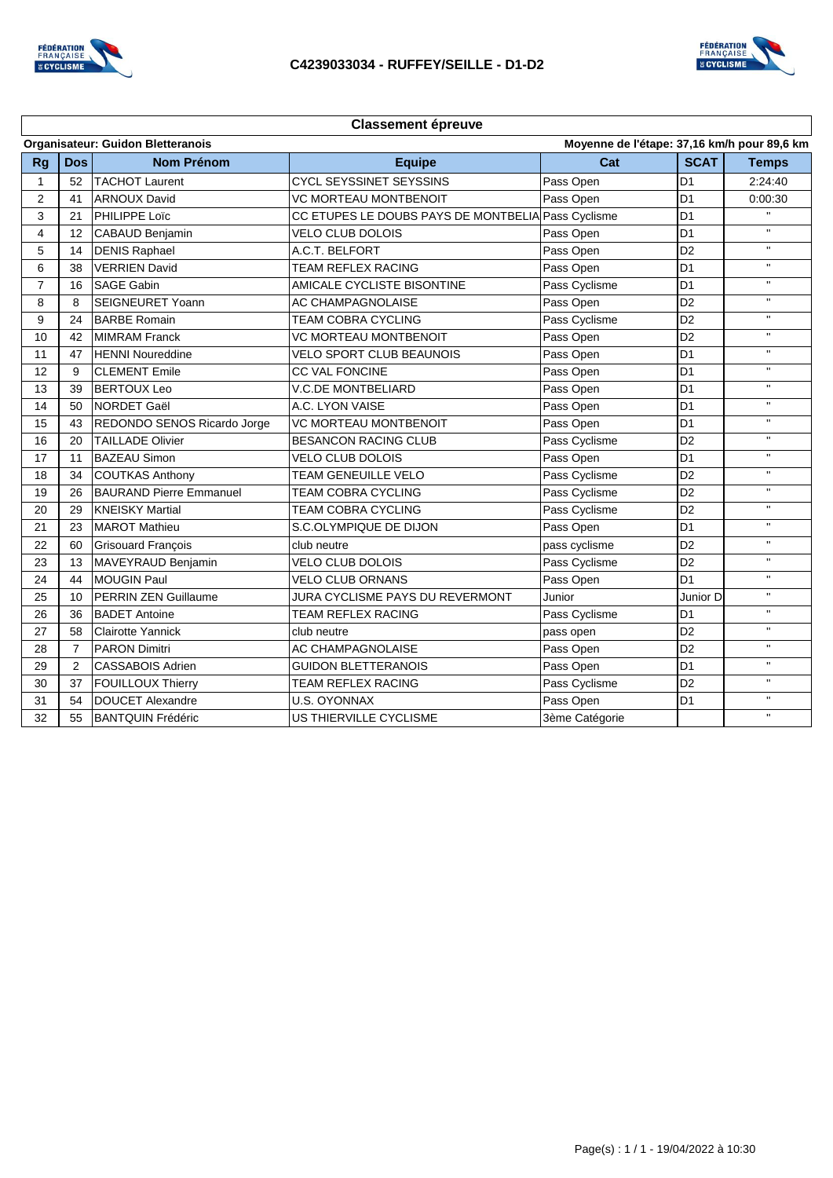# C4239033034 - RUFFEY/SEILLE - D1-D2

## Classement épreuve

**Organisateur: Guidon Bletteranois** — **Moyenne de l'étape: 37,16 km/h pour 89,6 km**

| Rg | Dos | Nom Prénom | Equipe | Cat | SCAT | Temps |
|---|---|---|---|---|---|---|
| 1 | 52 | TACHOT Laurent | CYCL SEYSSINET SEYSSINS | Pass Open | D1 | 2:24:40 |
| 2 | 41 | ARNOUX David | VC MORTEAU MONTBENOIT | Pass Open | D1 | 0:00:30 |
| 3 | 21 | PHILIPPE Loïc | CC ETUPES LE DOUBS PAYS DE MONTBELIA | Pass Cyclisme | D1 | " |
| 4 | 12 | CABAUD Benjamin | VELO CLUB DOLOIS | Pass Open | D1 | " |
| 5 | 14 | DENIS Raphael | A.C.T. BELFORT | Pass Open | D2 | " |
| 6 | 38 | VERRIEN David | TEAM REFLEX RACING | Pass Open | D1 | " |
| 7 | 16 | SAGE Gabin | AMICALE CYCLISTE BISONTINE | Pass Cyclisme | D1 | " |
| 8 | 8 | SEIGNEURET Yoann | AC CHAMPAGNOLAISE | Pass Open | D2 | " |
| 9 | 24 | BARBE Romain | TEAM COBRA CYCLING | Pass Cyclisme | D2 | " |
| 10 | 42 | MIMRAM Franck | VC MORTEAU MONTBENOIT | Pass Open | D2 | " |
| 11 | 47 | HENNI Noureddine | VELO SPORT CLUB BEAUNOIS | Pass Open | D1 | " |
| 12 | 9 | CLEMENT Emile | CC VAL FONCINE | Pass Open | D1 | " |
| 13 | 39 | BERTOUX Leo | V.C.DE MONTBELIARD | Pass Open | D1 | " |
| 14 | 50 | NORDET Gaël | A.C. LYON VAISE | Pass Open | D1 | " |
| 15 | 43 | REDONDO SENOS Ricardo Jorge | VC MORTEAU MONTBENOIT | Pass Open | D1 | " |
| 16 | 20 | TAILLADE Olivier | BESANCON RACING CLUB | Pass Cyclisme | D2 | " |
| 17 | 11 | BAZEAU Simon | VELO CLUB DOLOIS | Pass Open | D1 | " |
| 18 | 34 | COUTKAS Anthony | TEAM GENEUILLE VELO | Pass Cyclisme | D2 | " |
| 19 | 26 | BAURAND Pierre Emmanuel | TEAM COBRA CYCLING | Pass Cyclisme | D2 | " |
| 20 | 29 | KNEISKY Martial | TEAM COBRA CYCLING | Pass Cyclisme | D2 | " |
| 21 | 23 | MAROT Mathieu | S.C.OLYMPIQUE DE DIJON | Pass Open | D1 | " |
| 22 | 60 | Grisouard François | club neutre | pass cyclisme | D2 | " |
| 23 | 13 | MAVEYRAUD Benjamin | VELO CLUB DOLOIS | Pass Cyclisme | D2 | " |
| 24 | 44 | MOUGIN Paul | VELO CLUB ORNANS | Pass Open | D1 | " |
| 25 | 10 | PERRIN ZEN Guillaume | JURA CYCLISME PAYS DU REVERMONT | Junior | Junior D | " |
| 26 | 36 | BADET Antoine | TEAM REFLEX RACING | Pass Cyclisme | D1 | " |
| 27 | 58 | Clairotte Yannick | club neutre | pass open | D2 | " |
| 28 | 7 | PARON Dimitri | AC CHAMPAGNOLAISE | Pass Open | D2 | " |
| 29 | 2 | CASSABOIS Adrien | GUIDON BLETTERANOIS | Pass Open | D1 | " |
| 30 | 37 | FOUILLOUX Thierry | TEAM REFLEX RACING | Pass Cyclisme | D2 | " |
| 31 | 54 | DOUCET Alexandre | U.S. OYONNAX | Pass Open | D1 | " |
| 32 | 55 | BANTQUIN Frédéric | US THIERVILLE CYCLISME | 3ème Catégorie | | " |

Page(s) : 1 / 1 - 19/04/2022 à 10:30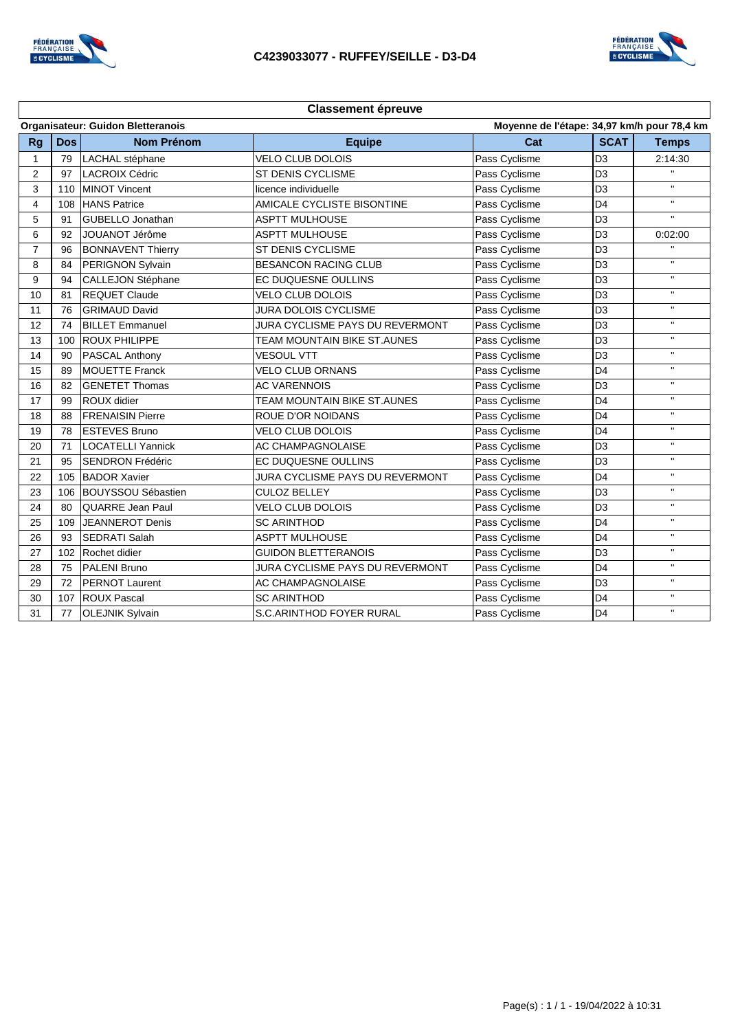# C4239033077 - RUFFEY/SEILLE - D3-D4

## Classement épreuve

**Organisateur: Guidon Bletteranois** — **Moyenne de l'étape: 34,97 km/h pour 78,4 km**

| Rg | Dos | Nom Prénom | Equipe | Cat | SCAT | Temps |
|---|---|---|---|---|---|---|
| 1 | 79 | LACHAL stéphane | VELO CLUB DOLOIS | Pass Cyclisme | D3 | 2:14:30 |
| 2 | 97 | LACROIX Cédric | ST DENIS CYCLISME | Pass Cyclisme | D3 | " |
| 3 | 110 | MINOT Vincent | licence individuelle | Pass Cyclisme | D3 | " |
| 4 | 108 | HANS Patrice | AMICALE CYCLISTE BISONTINE | Pass Cyclisme | D4 | " |
| 5 | 91 | GUBELLO Jonathan | ASPTT MULHOUSE | Pass Cyclisme | D3 | " |
| 6 | 92 | JOUANOT Jérôme | ASPTT MULHOUSE | Pass Cyclisme | D3 | 0:02:00 |
| 7 | 96 | BONNAVENT Thierry | ST DENIS CYCLISME | Pass Cyclisme | D3 | " |
| 8 | 84 | PERIGNON Sylvain | BESANCON RACING CLUB | Pass Cyclisme | D3 | " |
| 9 | 94 | CALLEJON Stéphane | EC DUQUESNE OULLINS | Pass Cyclisme | D3 | " |
| 10 | 81 | REQUET Claude | VELO CLUB DOLOIS | Pass Cyclisme | D3 | " |
| 11 | 76 | GRIMAUD David | JURA DOLOIS CYCLISME | Pass Cyclisme | D3 | " |
| 12 | 74 | BILLET Emmanuel | JURA CYCLISME PAYS DU REVERMONT | Pass Cyclisme | D3 | " |
| 13 | 100 | ROUX PHILIPPE | TEAM MOUNTAIN BIKE ST.AUNES | Pass Cyclisme | D3 | " |
| 14 | 90 | PASCAL Anthony | VESOUL VTT | Pass Cyclisme | D3 | " |
| 15 | 89 | MOUETTE Franck | VELO CLUB ORNANS | Pass Cyclisme | D4 | " |
| 16 | 82 | GENETET Thomas | AC VARENNOIS | Pass Cyclisme | D3 | " |
| 17 | 99 | ROUX didier | TEAM MOUNTAIN BIKE ST.AUNES | Pass Cyclisme | D4 | " |
| 18 | 88 | FRENAISIN Pierre | ROUE D'OR NOIDANS | Pass Cyclisme | D4 | " |
| 19 | 78 | ESTEVES Bruno | VELO CLUB DOLOIS | Pass Cyclisme | D4 | " |
| 20 | 71 | LOCATELLI Yannick | AC CHAMPAGNOLAISE | Pass Cyclisme | D3 | " |
| 21 | 95 | SENDRON Frédéric | EC DUQUESNE OULLINS | Pass Cyclisme | D3 | " |
| 22 | 105 | BADOR Xavier | JURA CYCLISME PAYS DU REVERMONT | Pass Cyclisme | D4 | " |
| 23 | 106 | BOUYSSOU Sébastien | CULOZ BELLEY | Pass Cyclisme | D3 | " |
| 24 | 80 | QUARRE Jean Paul | VELO CLUB DOLOIS | Pass Cyclisme | D3 | " |
| 25 | 109 | JEANNEROT Denis | SC ARINTHOD | Pass Cyclisme | D4 | " |
| 26 | 93 | SEDRATI Salah | ASPTT MULHOUSE | Pass Cyclisme | D4 | " |
| 27 | 102 | Rochet didier | GUIDON BLETTERANOIS | Pass Cyclisme | D3 | " |
| 28 | 75 | PALENI Bruno | JURA CYCLISME PAYS DU REVERMONT | Pass Cyclisme | D4 | " |
| 29 | 72 | PERNOT Laurent | AC CHAMPAGNOLAISE | Pass Cyclisme | D3 | " |
| 30 | 107 | ROUX Pascal | SC ARINTHOD | Pass Cyclisme | D4 | " |
| 31 | 77 | OLEJNIK Sylvain | S.C.ARINTHOD FOYER RURAL | Pass Cyclisme | D4 | " |

Page(s) : 1 / 1 - 19/04/2022 à 10:31